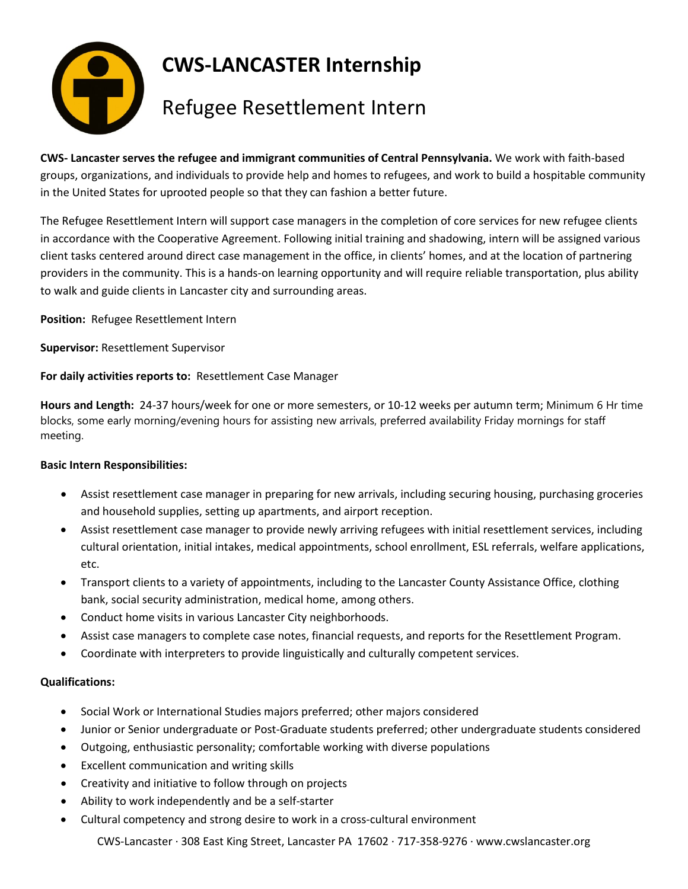# CWS-LANCASTER Internship

## Refugee Resettlement Intern

**CWS- Lancaster serves the refugee and immigrant communities of Central Pennsylvania.** We work with faith-based groups, organizations, and individuals to provide help and homes to refugees, and work to build a hospitable community in the United States for uprooted people so that they can fashion a better future.

The Refugee Resettlement Intern will support case managers in the completion of core services for new refugee clients in accordance with the Cooperative Agreement. Following initial training and shadowing, intern will be assigned various client tasks centered around direct case management in the office, in clients' homes, and at the location of partnering providers in the community. This is a hands-on learning opportunity and will require reliable transportation, plus ability to walk and guide clients in Lancaster city and surrounding areas.

**Position:** Refugee Resettlement Intern

**Supervisor:** Resettlement Supervisor

**For daily activities reports to:** Resettlement Case Manager

**Hours and Length:** 24-37 hours/week for one or more semesters, or 10-12 weeks per autumn term; Minimum 6 Hr time blocks, some early morning/evening hours for assisting new arrivals, preferred availability Friday mornings for staff meeting.

**Basic Intern Responsibilities:**

- Assist resettlement case manager in preparing for new arrivals, including securing housing, purchasing groceries and household supplies, setting up apartments, and airport reception.
- Assist resettlement case manager to provide newly arriving refugees with initial resettlement services, including cultural orientation, initial intakes, medical appointments, school enrollment, ESL referrals, welfare applications, etc.
- Transport clients to a variety of appointments, including to the Lancaster County Assistance Office, clothing bank, social security administration, medical home, among others.
- Conduct home visits in various Lancaster City neighborhoods.
- Assist case managers to complete case notes, financial requests, and reports for the Resettlement Program.
- Coordinate with interpreters to provide linguistically and culturally competent services.

**Qualifications:**

- Social Work or International Studies majors preferred; other majors considered
- Junior or Senior undergraduate or Post-Graduate students preferred; other undergraduate students considered
- Outgoing, enthusiastic personality; comfortable working with diverse populations
- Excellent communication and writing skills
- Creativity and initiative to follow through on projects
- Ability to work independently and be a self-starter
- Cultural competency and strong desire to work in a cross-cultural environment

CWS-Lancaster · 308 East King Street, Lancaster PA 17602 · 717-358-9276 · www.cwslancaster.org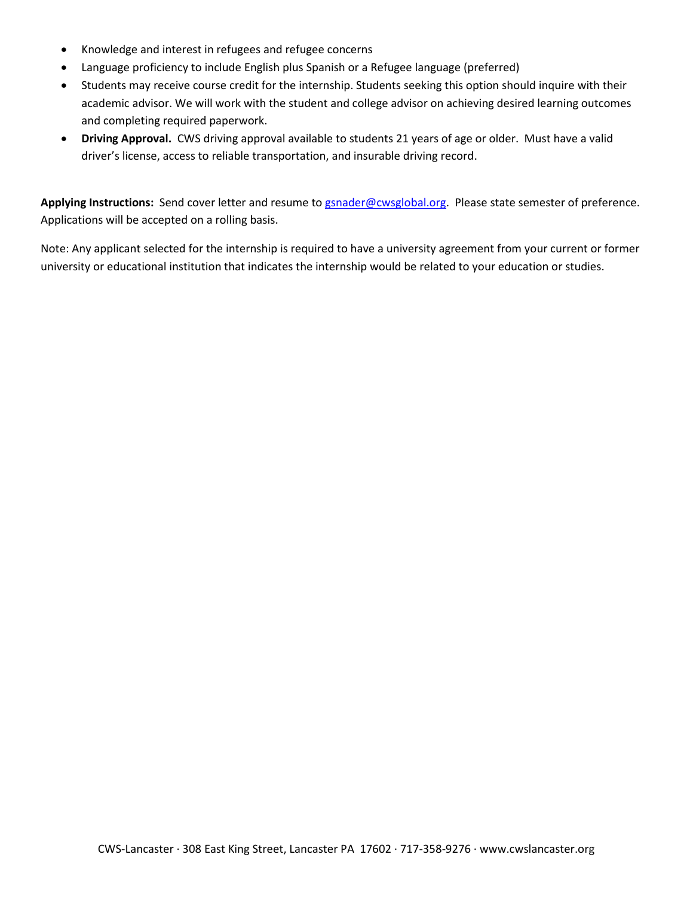- Knowledge and interest in refugees and refugee concerns
- Language proficiency to include English plus Spanish or a Refugee language (preferred)
- Students may receive course credit for the internship. Students seeking this option should inquire with their academic advisor. We will work with the student and college advisor on achieving desired learning outcomes and completing required paperwork.
- **Driving Approval.** CWS driving approval available to students 21 years of age or older. Must have a valid driver's license, access to reliable transportation, and insurable driving record.

**Applying Instructions:** Send cover letter and resume to gsnader@cwsglobal.org. Please state semester of preference. Applications will be accepted on a rolling basis.

Note: Any applicant selected for the internship is required to have a university agreement from your current or former university or educational institution that indicates the internship would be related to your education or studies.

CWS-Lancaster · 308 East King Street, Lancaster PA 17602 · 717-358-9276 · www.cwslancaster.org